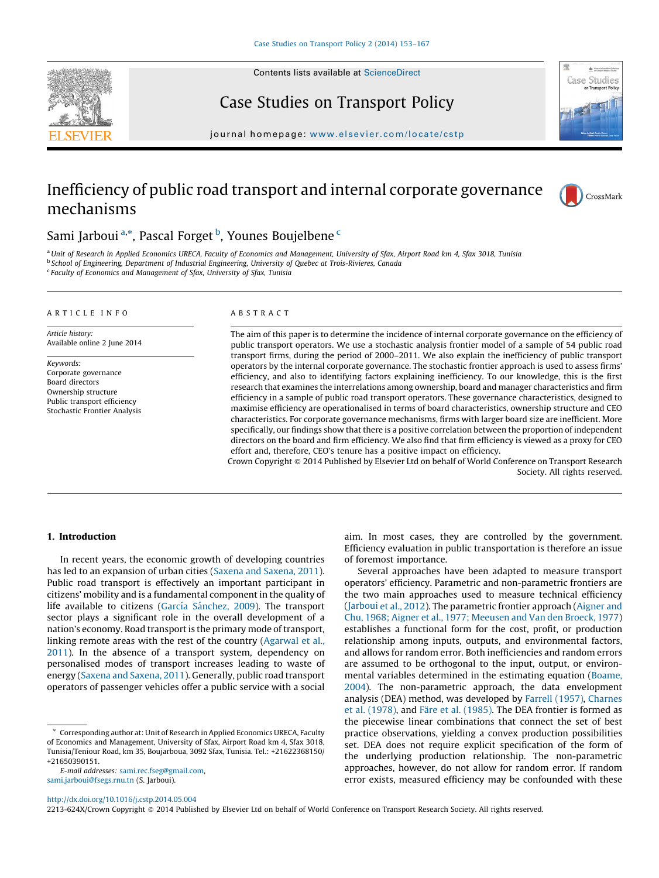# Inefficiency of public road transport and internal corporate governance mechanisms

Sami Jarboui [a,*], Pascal Forget [b], Younes Boujelbene [c]

[a] Unit of Research in Applied Economics URECA, Faculty of Economics and Management, University of Sfax, Airport Road km 4, Sfax 3018, Tunisia
[b] School of Engineering, Department of Industrial Engineering, University of Quebec at Trois-Rivieres, Canada
[c] Faculty of Economics and Management of Sfax, University of Sfax, Tunisia

## ARTICLE INFO

*Article history:*
Available online 2 June 2014

*Keywords:*
Corporate governance
Board directors
Ownership structure
Public transport efficiency
Stochastic Frontier Analysis

## ABSTRACT

The aim of this paper is to determine the incidence of internal corporate governance on the efficiency of public transport operators. We use a stochastic analysis frontier model of a sample of 54 public road transport firms, during the period of 2000–2011. We also explain the inefficiency of public transport operators by the internal corporate governance. The stochastic frontier approach is used to assess firms' efficiency, and also to identifying factors explaining inefficiency. To our knowledge, this is the first research that examines the interrelations among ownership, board and manager characteristics and firm efficiency in a sample of public road transport operators. These governance characteristics, designed to maximise efficiency are operationalised in terms of board characteristics, ownership structure and CEO characteristics. For corporate governance mechanisms, firms with larger board size are inefficient. More specifically, our findings show that there is a positive correlation between the proportion of independent directors on the board and firm efficiency. We also find that firm efficiency is viewed as a proxy for CEO effort and, therefore, CEO's tenure has a positive impact on efficiency.

Crown Copyright © 2014 Published by Elsevier Ltd on behalf of World Conference on Transport Research Society. All rights reserved.

## 1. Introduction

In recent years, the economic growth of developing countries has led to an expansion of urban cities (Saxena and Saxena, 2011). Public road transport is effectively an important participant in citizens' mobility and is a fundamental component in the quality of life available to citizens (García Sánchez, 2009). The transport sector plays a significant role in the overall development of a nation's economy. Road transport is the primary mode of transport, linking remote areas with the rest of the country (Agarwal et al., 2011). In the absence of a transport system, dependency on personalised modes of transport increases leading to waste of energy (Saxena and Saxena, 2011). Generally, public road transport operators of passenger vehicles offer a public service with a social aim. In most cases, they are controlled by the government. Efficiency evaluation in public transportation is therefore an issue of foremost importance.

Several approaches have been adapted to measure transport operators' efficiency. Parametric and non-parametric frontiers are the two main approaches used to measure technical efficiency (Jarboui et al., 2012). The parametric frontier approach (Aigner and Chu, 1968; Aigner et al., 1977; Meeusen and Van den Broeck, 1977) establishes a functional form for the cost, profit, or production relationship among inputs, outputs, and environmental factors, and allows for random error. Both inefficiencies and random errors are assumed to be orthogonal to the input, output, or environmental variables determined in the estimating equation (Boame, 2004). The non-parametric approach, the data envelopment analysis (DEA) method, was developed by Farrell (1957), Charnes et al. (1978), and Färe et al. (1985). The DEA frontier is formed as the piecewise linear combinations that connect the set of best practice observations, yielding a convex production possibilities set. DEA does not require explicit specification of the form of the underlying production relationship. The non-parametric approaches, however, do not allow for random error. If random error exists, measured efficiency may be confounded with these

---

* Corresponding author at: Unit of Research in Applied Economics URECA, Faculty of Economics and Management, University of Sfax, Airport Road km 4, Sfax 3018, Tunisia/Teniour Road, km 35, Boujarboua, 3092 Sfax, Tunisia. Tel.: +21622368150/+21650390151.
E-mail addresses: sami.rec.fseg@gmail.com, sami.jarboui@fsegs.rnu.tn (S. Jarboui).

http://dx.doi.org/10.1016/j.cstp.2014.05.004
2213-624X/Crown Copyright © 2014 Published by Elsevier Ltd on behalf of World Conference on Transport Research Society. All rights reserved.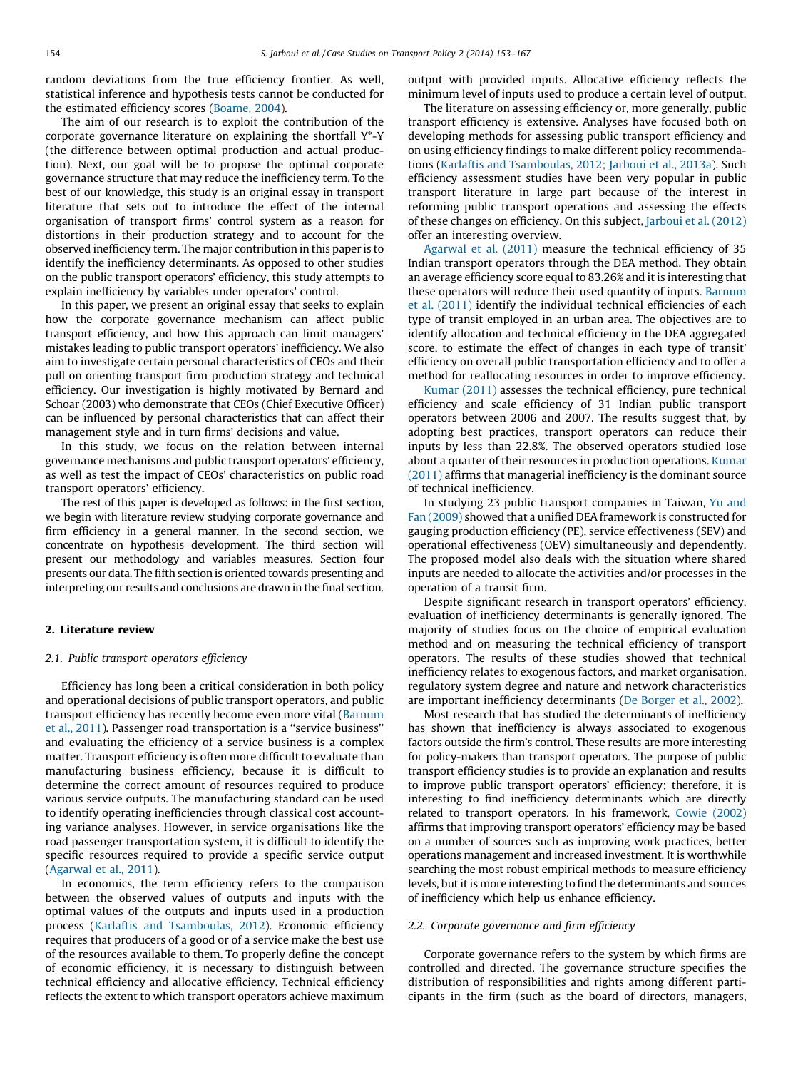random deviations from the true efficiency frontier. As well, statistical inference and hypothesis tests cannot be conducted for the estimated efficiency scores (Boame, 2004).

The aim of our research is to exploit the contribution of the corporate governance literature on explaining the shortfall Y*-Y (the difference between optimal production and actual production). Next, our goal will be to propose the optimal corporate governance structure that may reduce the inefficiency term. To the best of our knowledge, this study is an original essay in transport literature that sets out to introduce the effect of the internal organisation of transport firms' control system as a reason for distortions in their production strategy and to account for the observed inefficiency term. The major contribution in this paper is to identify the inefficiency determinants. As opposed to other studies on the public transport operators' efficiency, this study attempts to explain inefficiency by variables under operators' control.

In this paper, we present an original essay that seeks to explain how the corporate governance mechanism can affect public transport efficiency, and how this approach can limit managers' mistakes leading to public transport operators' inefficiency. We also aim to investigate certain personal characteristics of CEOs and their pull on orienting transport firm production strategy and technical efficiency. Our investigation is highly motivated by Bernard and Schoar (2003) who demonstrate that CEOs (Chief Executive Officer) can be influenced by personal characteristics that can affect their management style and in turn firms' decisions and value.

In this study, we focus on the relation between internal governance mechanisms and public transport operators' efficiency, as well as test the impact of CEOs' characteristics on public road transport operators' efficiency.

The rest of this paper is developed as follows: in the first section, we begin with literature review studying corporate governance and firm efficiency in a general manner. In the second section, we concentrate on hypothesis development. The third section will present our methodology and variables measures. Section four presents our data. The fifth section is oriented towards presenting and interpreting our results and conclusions are drawn in the final section.

## 2. Literature review

### 2.1. Public transport operators efficiency

Efficiency has long been a critical consideration in both policy and operational decisions of public transport operators, and public transport efficiency has recently become even more vital (Barnum et al., 2011). Passenger road transportation is a "service business" and evaluating the efficiency of a service business is a complex matter. Transport efficiency is often more difficult to evaluate than manufacturing business efficiency, because it is difficult to determine the correct amount of resources required to produce various service outputs. The manufacturing standard can be used to identify operating inefficiencies through classical cost accounting variance analyses. However, in service organisations like the road passenger transportation system, it is difficult to identify the specific resources required to provide a specific service output (Agarwal et al., 2011).

In economics, the term efficiency refers to the comparison between the observed values of outputs and inputs with the optimal values of the outputs and inputs used in a production process (Karlaftis and Tsamboulas, 2012). Economic efficiency requires that producers of a good or of a service make the best use of the resources available to them. To properly define the concept of economic efficiency, it is necessary to distinguish between technical efficiency and allocative efficiency. Technical efficiency reflects the extent to which transport operators achieve maximum output with provided inputs. Allocative efficiency reflects the minimum level of inputs used to produce a certain level of output.

The literature on assessing efficiency or, more generally, public transport efficiency is extensive. Analyses have focused both on developing methods for assessing public transport efficiency and on using efficiency findings to make different policy recommendations (Karlaftis and Tsamboulas, 2012; Jarboui et al., 2013a). Such efficiency assessment studies have been very popular in public transport literature in large part because of the interest in reforming public transport operations and assessing the effects of these changes on efficiency. On this subject, Jarboui et al. (2012) offer an interesting overview.

Agarwal et al. (2011) measure the technical efficiency of 35 Indian transport operators through the DEA method. They obtain an average efficiency score equal to 83.26% and it is interesting that these operators will reduce their used quantity of inputs. Barnum et al. (2011) identify the individual technical efficiencies of each type of transit employed in an urban area. The objectives are to identify allocation and technical efficiency in the DEA aggregated score, to estimate the effect of changes in each type of transit' efficiency on overall public transportation efficiency and to offer a method for reallocating resources in order to improve efficiency.

Kumar (2011) assesses the technical efficiency, pure technical efficiency and scale efficiency of 31 Indian public transport operators between 2006 and 2007. The results suggest that, by adopting best practices, transport operators can reduce their inputs by less than 22.8%. The observed operators studied lose about a quarter of their resources in production operations. Kumar (2011) affirms that managerial inefficiency is the dominant source of technical inefficiency.

In studying 23 public transport companies in Taiwan, Yu and Fan (2009) showed that a unified DEA framework is constructed for gauging production efficiency (PE), service effectiveness (SEV) and operational effectiveness (OEV) simultaneously and dependently. The proposed model also deals with the situation where shared inputs are needed to allocate the activities and/or processes in the operation of a transit firm.

Despite significant research in transport operators' efficiency, evaluation of inefficiency determinants is generally ignored. The majority of studies focus on the choice of empirical evaluation method and on measuring the technical efficiency of transport operators. The results of these studies showed that technical inefficiency relates to exogenous factors, and market organisation, regulatory system degree and nature and network characteristics are important inefficiency determinants (De Borger et al., 2002).

Most research that has studied the determinants of inefficiency has shown that inefficiency is always associated to exogenous factors outside the firm's control. These results are more interesting for policy-makers than transport operators. The purpose of public transport efficiency studies is to provide an explanation and results to improve public transport operators' efficiency; therefore, it is interesting to find inefficiency determinants which are directly related to transport operators. In his framework, Cowie (2002) affirms that improving transport operators' efficiency may be based on a number of sources such as improving work practices, better operations management and increased investment. It is worthwhile searching the most robust empirical methods to measure efficiency levels, but it is more interesting to find the determinants and sources of inefficiency which help us enhance efficiency.

### 2.2. Corporate governance and firm efficiency

Corporate governance refers to the system by which firms are controlled and directed. The governance structure specifies the distribution of responsibilities and rights among different participants in the firm (such as the board of directors, managers,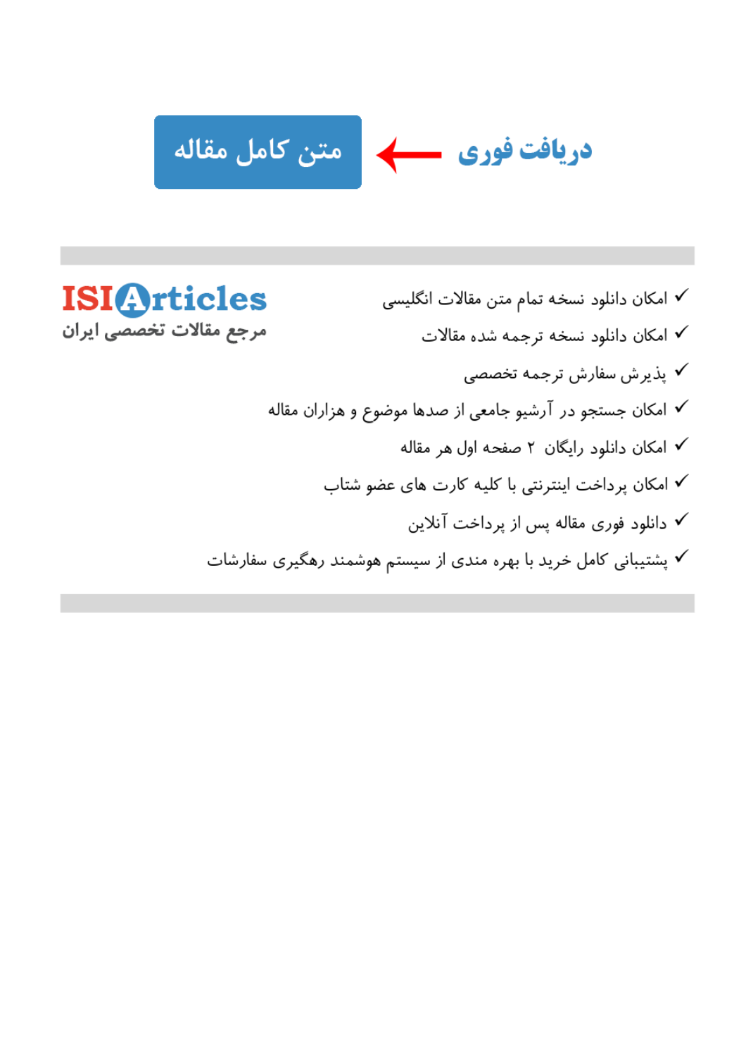دریافت فوری ← **متن کامل مقاله**

**ISIArticles**
مرجع مقالات تخصصی ایران

- ✓ امکان دانلود نسخه تمام متن مقالات انگلیسی
- ✓ امکان دانلود نسخه ترجمه شده مقالات
- ✓ پذیرش سفارش ترجمه تخصصی
- ✓ امکان جستجو در آرشیو جامعی از صدها موضوع و هزاران مقاله
- ✓ امکان دانلود رایگان ۲ صفحه اول هر مقاله
- ✓ امکان پرداخت اینترنتی با کلیه کارت های عضو شتاب
- ✓ دانلود فوری مقاله پس از پرداخت آنلاین
- ✓ پشتیبانی کامل خرید با بهره مندی از سیستم هوشمند رهگیری سفارشات